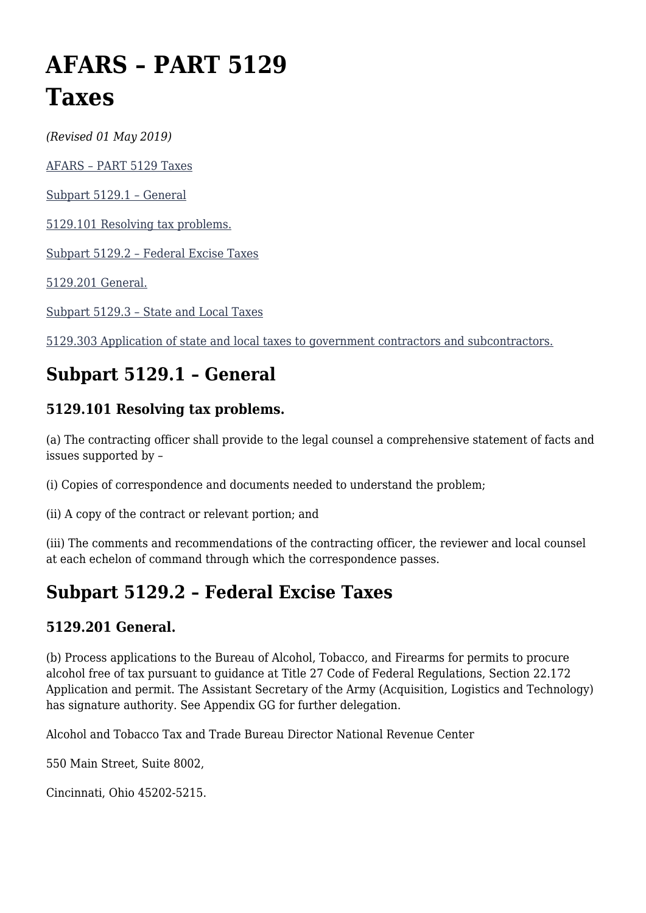# AFARS – PART 5129 Taxes

*(Revised 01 May 2019)*

AFARS – PART 5129 Taxes

Subpart 5129.1 – General

5129.101 Resolving tax problems.

Subpart 5129.2 – Federal Excise Taxes

5129.201 General.

Subpart 5129.3 – State and Local Taxes

5129.303 Application of state and local taxes to government contractors and subcontractors.

## Subpart 5129.1 – General

### 5129.101 Resolving tax problems.

(a) The contracting officer shall provide to the legal counsel a comprehensive statement of facts and issues supported by –

(i) Copies of correspondence and documents needed to understand the problem;

(ii) A copy of the contract or relevant portion; and

(iii) The comments and recommendations of the contracting officer, the reviewer and local counsel at each echelon of command through which the correspondence passes.

## Subpart 5129.2 – Federal Excise Taxes

### 5129.201 General.

(b) Process applications to the Bureau of Alcohol, Tobacco, and Firearms for permits to procure alcohol free of tax pursuant to guidance at Title 27 Code of Federal Regulations, Section 22.172 Application and permit. The Assistant Secretary of the Army (Acquisition, Logistics and Technology) has signature authority. See Appendix GG for further delegation.

Alcohol and Tobacco Tax and Trade Bureau Director National Revenue Center

550 Main Street, Suite 8002,

Cincinnati, Ohio 45202-5215.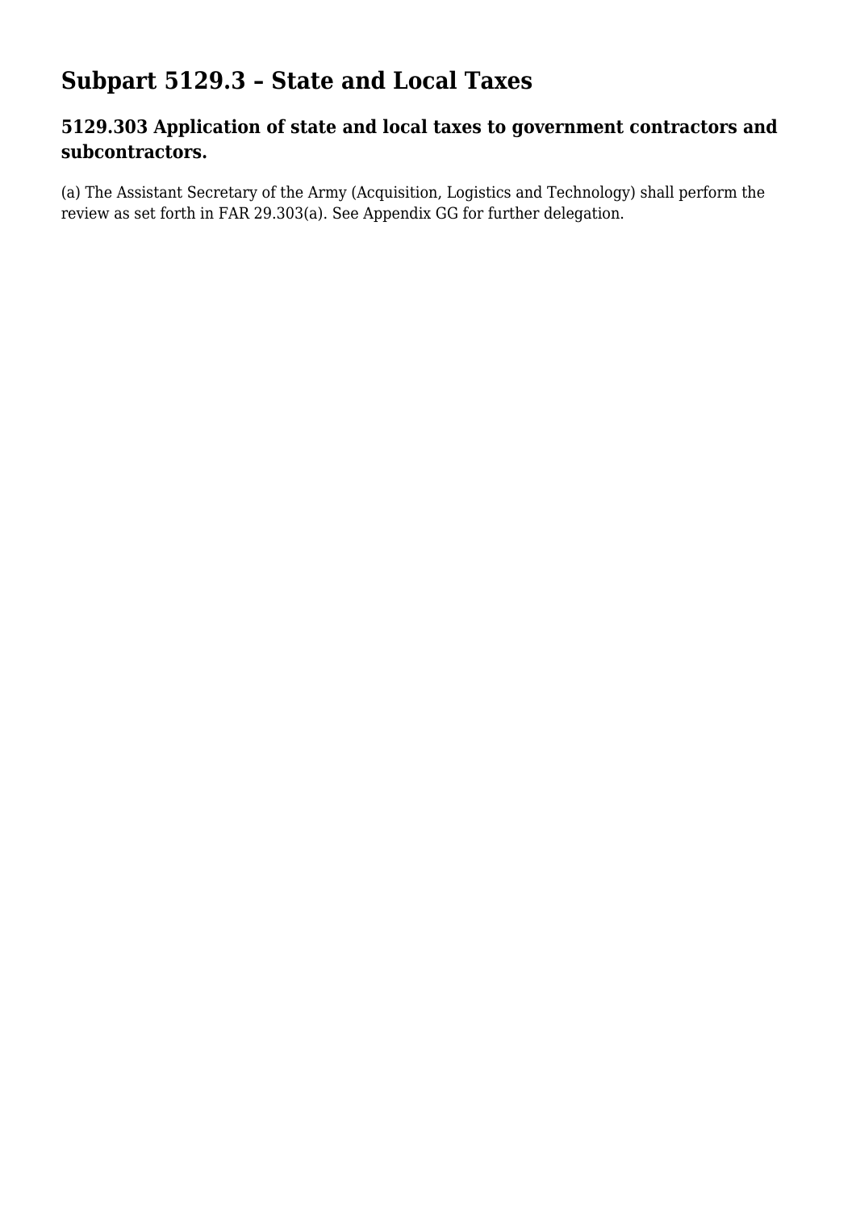## Subpart 5129.3 – State and Local Taxes

### 5129.303 Application of state and local taxes to government contractors and subcontractors.

(a) The Assistant Secretary of the Army (Acquisition, Logistics and Technology) shall perform the review as set forth in FAR 29.303(a). See Appendix GG for further delegation.